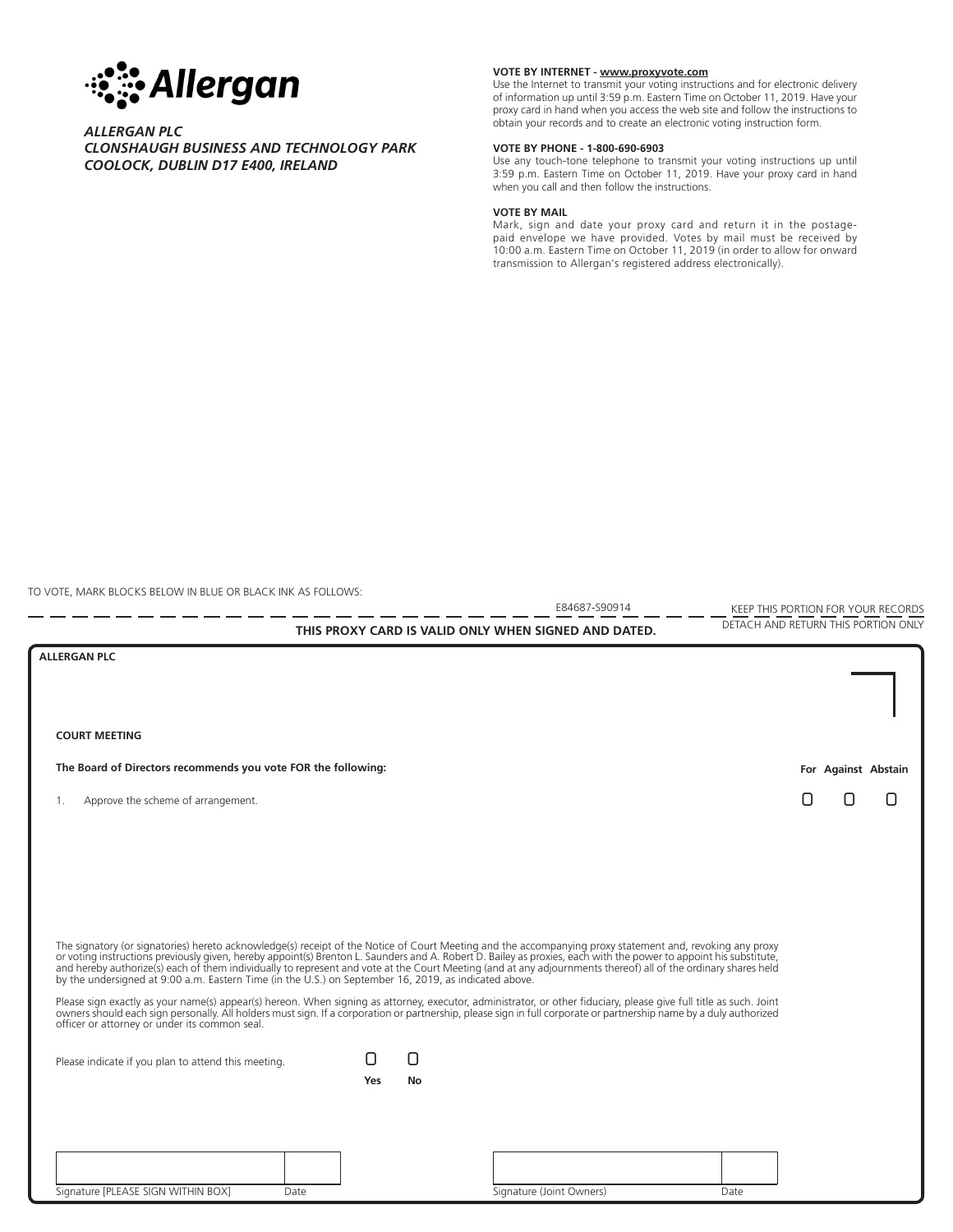Allergan

*ALLERGAN PLC*
*CLONSHAUGH BUSINESS AND TECHNOLOGY PARK*
*COOLOCK, DUBLIN D17 E400, IRELAND*

**VOTE BY INTERNET - www.proxyvote.com**
Use the Internet to transmit your voting instructions and for electronic delivery of information up until 3:59 p.m. Eastern Time on October 11, 2019. Have your proxy card in hand when you access the web site and follow the instructions to obtain your records and to create an electronic voting instruction form.

**VOTE BY PHONE - 1-800-690-6903**
Use any touch-tone telephone to transmit your voting instructions up until 3:59 p.m. Eastern Time on October 11, 2019. Have your proxy card in hand when you call and then follow the instructions.

**VOTE BY MAIL**
Mark, sign and date your proxy card and return it in the postage-paid envelope we have provided. Votes by mail must be received by 10:00 a.m. Eastern Time on October 11, 2019 (in order to allow for onward transmission to Allergan's registered address electronically).

TO VOTE, MARK BLOCKS BELOW IN BLUE OR BLACK INK AS FOLLOWS:

E84687-S90914

KEEP THIS PORTION FOR YOUR RECORDS

DETACH AND RETURN THIS PORTION ONLY

**THIS PROXY CARD IS VALID ONLY WHEN SIGNED AND DATED.**

**ALLERGAN PLC**

**COURT MEETING**

**The Board of Directors recommends you vote FOR the following:**

| | For | Against | Abstain |
|---|---|---|---|
| 1. Approve the scheme of arrangement. | ☐ | ☐ | ☐ |

The signatory (or signatories) hereto acknowledge(s) receipt of the Notice of Court Meeting and the accompanying proxy statement and, revoking any proxy or voting instructions previously given, hereby appoint(s) Brenton L. Saunders and A. Robert D. Bailey as proxies, each with the power to appoint his substitute, and hereby authorize(s) each of them individually to represent and vote at the Court Meeting (and at any adjournments thereof) all of the ordinary shares held by the undersigned at 9:00 a.m. Eastern Time (in the U.S.) on September 16, 2019, as indicated above.

Please sign exactly as your name(s) appear(s) hereon. When signing as attorney, executor, administrator, or other fiduciary, please give full title as such. Joint owners should each sign personally. All holders must sign. If a corporation or partnership, please sign in full corporate or partnership name by a duly authorized officer or attorney or under its common seal.

Please indicate if you plan to attend this meeting. ☐ **Yes** ☐ **No**

Signature [PLEASE SIGN WITHIN BOX] Date

Signature (Joint Owners) Date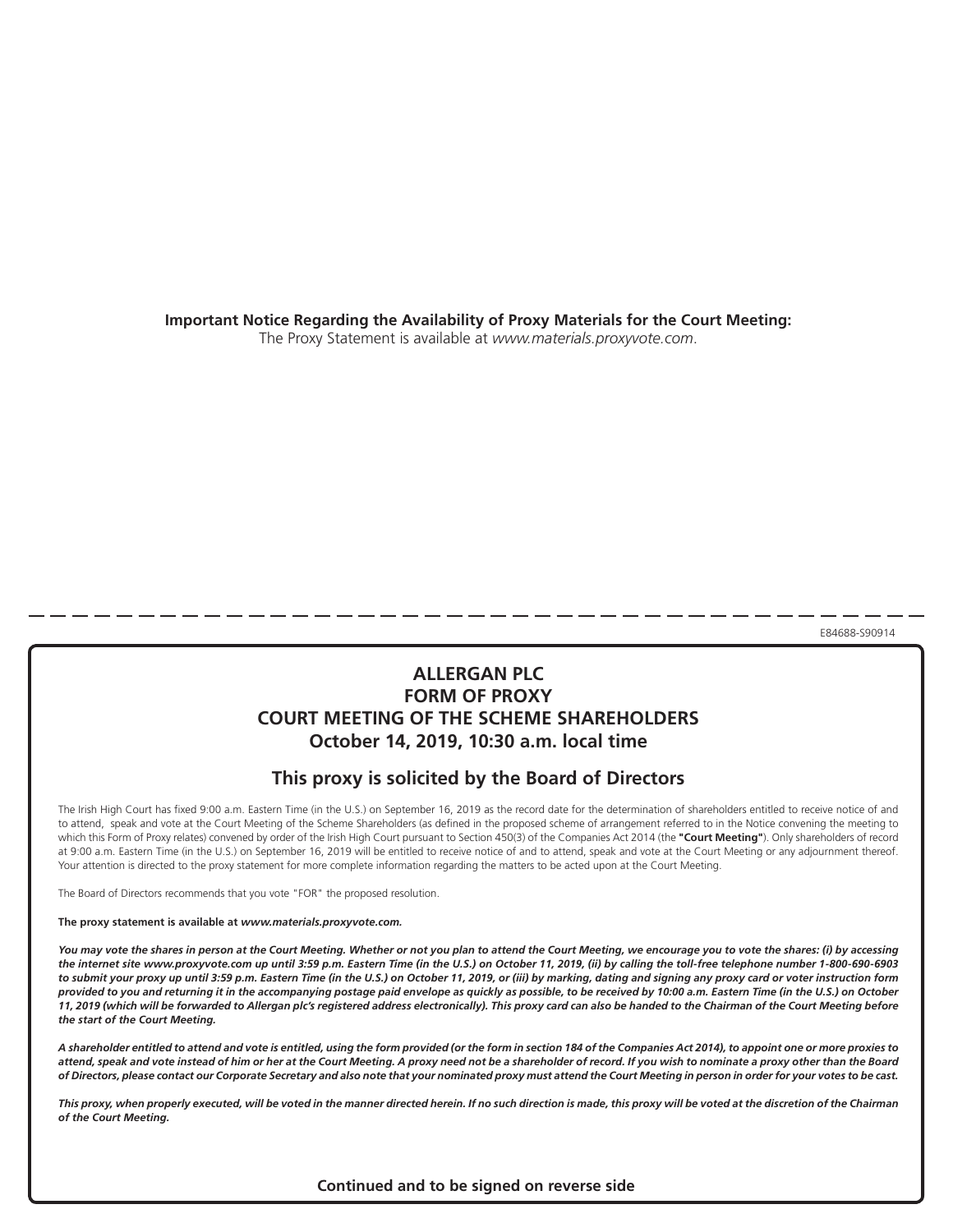**Important Notice Regarding the Availability of Proxy Materials for the Court Meeting:**
The Proxy Statement is available at *www.materials.proxyvote.com*.

E84688-S90914

# ALLERGAN PLC
# FORM OF PROXY
# COURT MEETING OF THE SCHEME SHAREHOLDERS
# October 14, 2019, 10:30 a.m. local time

## This proxy is solicited by the Board of Directors

The Irish High Court has fixed 9:00 a.m. Eastern Time (in the U.S.) on September 16, 2019 as the record date for the determination of shareholders entitled to receive notice of and to attend, speak and vote at the Court Meeting of the Scheme Shareholders (as defined in the proposed scheme of arrangement referred to in the Notice convening the meeting to which this Form of Proxy relates) convened by order of the Irish High Court pursuant to Section 450(3) of the Companies Act 2014 (the **"Court Meeting"**). Only shareholders of record at 9:00 a.m. Eastern Time (in the U.S.) on September 16, 2019 will be entitled to receive notice of and to attend, speak and vote at the Court Meeting or any adjournment thereof. Your attention is directed to the proxy statement for more complete information regarding the matters to be acted upon at the Court Meeting.

The Board of Directors recommends that you vote "FOR" the proposed resolution.

**The proxy statement is available at *www.materials.proxyvote.com*.**

***You may vote the shares in person at the Court Meeting. Whether or not you plan to attend the Court Meeting, we encourage you to vote the shares: (i) by accessing the internet site www.proxyvote.com up until 3:59 p.m. Eastern Time (in the U.S.) on October 11, 2019, (ii) by calling the toll-free telephone number 1-800-690-6903 to submit your proxy up until 3:59 p.m. Eastern Time (in the U.S.) on October 11, 2019, or (iii) by marking, dating and signing any proxy card or voter instruction form provided to you and returning it in the accompanying postage paid envelope as quickly as possible, to be received by 10:00 a.m. Eastern Time (in the U.S.) on October 11, 2019 (which will be forwarded to Allergan plc's registered address electronically). This proxy card can also be handed to the Chairman of the Court Meeting before the start of the Court Meeting.***

***A shareholder entitled to attend and vote is entitled, using the form provided (or the form in section 184 of the Companies Act 2014), to appoint one or more proxies to attend, speak and vote instead of him or her at the Court Meeting. A proxy need not be a shareholder of record. If you wish to nominate a proxy other than the Board of Directors, please contact our Corporate Secretary and also note that your nominated proxy must attend the Court Meeting in person in order for your votes to be cast.***

***This proxy, when properly executed, will be voted in the manner directed herein. If no such direction is made, this proxy will be voted at the discretion of the Chairman of the Court Meeting.***

**Continued and to be signed on reverse side**